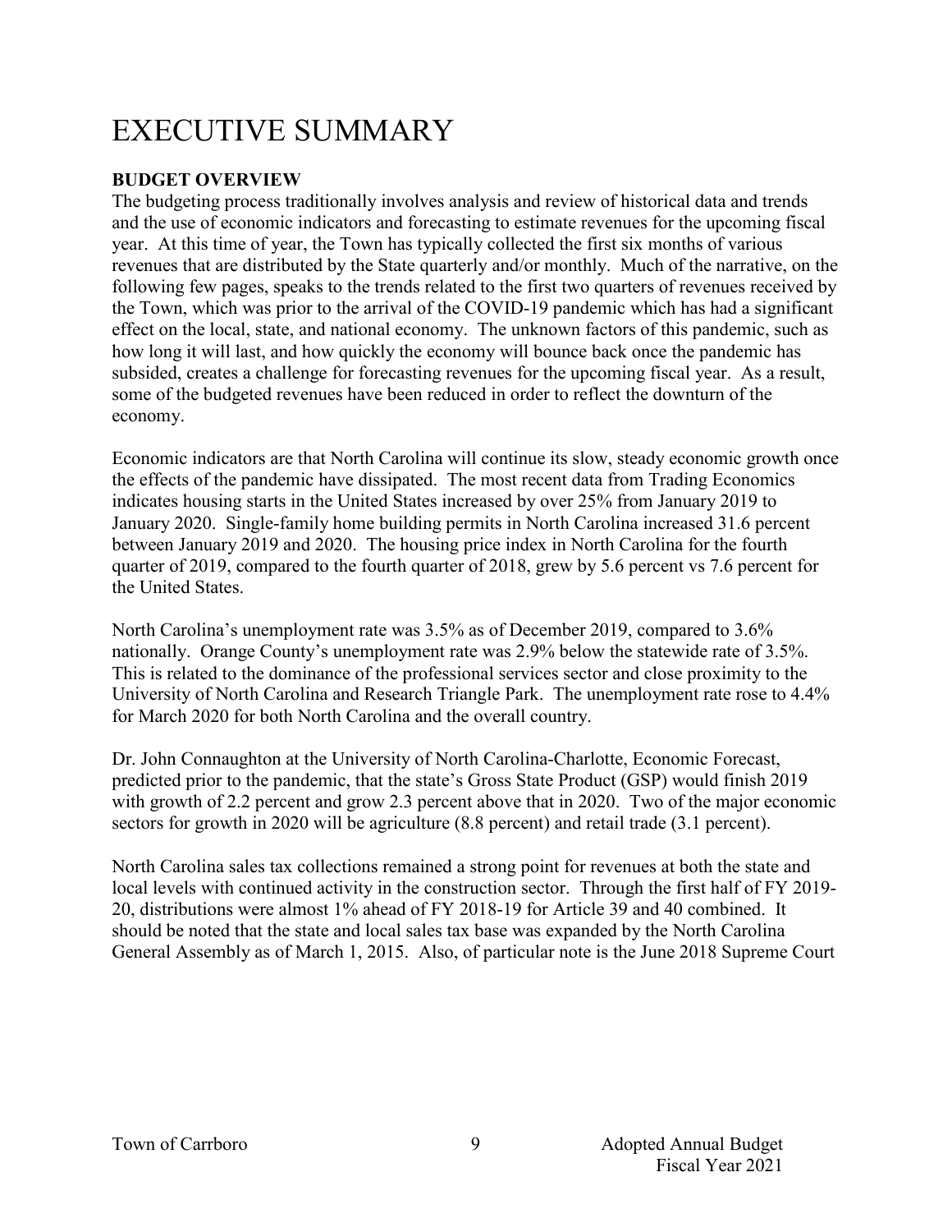# EXECUTIVE SUMMARY

**BUDGET OVERVIEW**

The budgeting process traditionally involves analysis and review of historical data and trends and the use of economic indicators and forecasting to estimate revenues for the upcoming fiscal year. At this time of year, the Town has typically collected the first six months of various revenues that are distributed by the State quarterly and/or monthly. Much of the narrative, on the following few pages, speaks to the trends related to the first two quarters of revenues received by the Town, which was prior to the arrival of the COVID-19 pandemic which has had a significant effect on the local, state, and national economy. The unknown factors of this pandemic, such as how long it will last, and how quickly the economy will bounce back once the pandemic has subsided, creates a challenge for forecasting revenues for the upcoming fiscal year. As a result, some of the budgeted revenues have been reduced in order to reflect the downturn of the economy.

Economic indicators are that North Carolina will continue its slow, steady economic growth once the effects of the pandemic have dissipated. The most recent data from Trading Economics indicates housing starts in the United States increased by over 25% from January 2019 to January 2020. Single-family home building permits in North Carolina increased 31.6 percent between January 2019 and 2020. The housing price index in North Carolina for the fourth quarter of 2019, compared to the fourth quarter of 2018, grew by 5.6 percent vs 7.6 percent for the United States.

North Carolina's unemployment rate was 3.5% as of December 2019, compared to 3.6% nationally. Orange County's unemployment rate was 2.9% below the statewide rate of 3.5%. This is related to the dominance of the professional services sector and close proximity to the University of North Carolina and Research Triangle Park. The unemployment rate rose to 4.4% for March 2020 for both North Carolina and the overall country.

Dr. John Connaughton at the University of North Carolina-Charlotte, Economic Forecast, predicted prior to the pandemic, that the state's Gross State Product (GSP) would finish 2019 with growth of 2.2 percent and grow 2.3 percent above that in 2020. Two of the major economic sectors for growth in 2020 will be agriculture (8.8 percent) and retail trade (3.1 percent).

North Carolina sales tax collections remained a strong point for revenues at both the state and local levels with continued activity in the construction sector. Through the first half of FY 2019-20, distributions were almost 1% ahead of FY 2018-19 for Article 39 and 40 combined. It should be noted that the state and local sales tax base was expanded by the North Carolina General Assembly as of March 1, 2015. Also, of particular note is the June 2018 Supreme Court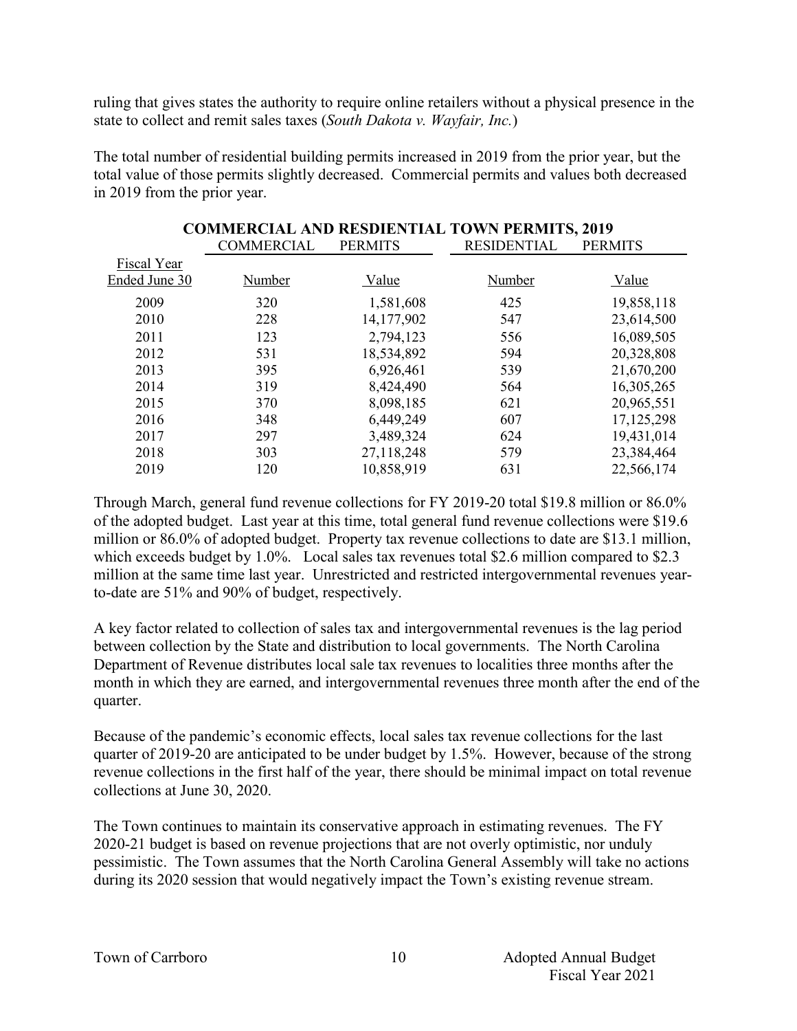ruling that gives states the authority to require online retailers without a physical presence in the state to collect and remit sales taxes (*South Dakota v. Wayfair, Inc.*)

The total number of residential building permits increased in 2019 from the prior year, but the total value of those permits slightly decreased. Commercial permits and values both decreased in 2019 from the prior year.

**COMMERCIAL AND RESDIENTIAL TOWN PERMITS, 2019**

| | COMMERCIAL PERMITS | | RESIDENTIAL PERMITS | |
|---|---|---|---|---|
| Fiscal Year Ended June 30 | Number | Value | Number | Value |
| 2009 | 320 | 1,581,608 | 425 | 19,858,118 |
| 2010 | 228 | 14,177,902 | 547 | 23,614,500 |
| 2011 | 123 | 2,794,123 | 556 | 16,089,505 |
| 2012 | 531 | 18,534,892 | 594 | 20,328,808 |
| 2013 | 395 | 6,926,461 | 539 | 21,670,200 |
| 2014 | 319 | 8,424,490 | 564 | 16,305,265 |
| 2015 | 370 | 8,098,185 | 621 | 20,965,551 |
| 2016 | 348 | 6,449,249 | 607 | 17,125,298 |
| 2017 | 297 | 3,489,324 | 624 | 19,431,014 |
| 2018 | 303 | 27,118,248 | 579 | 23,384,464 |
| 2019 | 120 | 10,858,919 | 631 | 22,566,174 |

Through March, general fund revenue collections for FY 2019-20 total $19.8 million or 86.0% of the adopted budget. Last year at this time, total general fund revenue collections were $19.6 million or 86.0% of adopted budget. Property tax revenue collections to date are $13.1 million, which exceeds budget by 1.0%. Local sales tax revenues total $2.6 million compared to $2.3 million at the same time last year. Unrestricted and restricted intergovernmental revenues year-to-date are 51% and 90% of budget, respectively.

A key factor related to collection of sales tax and intergovernmental revenues is the lag period between collection by the State and distribution to local governments. The North Carolina Department of Revenue distributes local sale tax revenues to localities three months after the month in which they are earned, and intergovernmental revenues three month after the end of the quarter.

Because of the pandemic's economic effects, local sales tax revenue collections for the last quarter of 2019-20 are anticipated to be under budget by 1.5%. However, because of the strong revenue collections in the first half of the year, there should be minimal impact on total revenue collections at June 30, 2020.

The Town continues to maintain its conservative approach in estimating revenues. The FY 2020-21 budget is based on revenue projections that are not overly optimistic, nor unduly pessimistic. The Town assumes that the North Carolina General Assembly will take no actions during its 2020 session that would negatively impact the Town's existing revenue stream.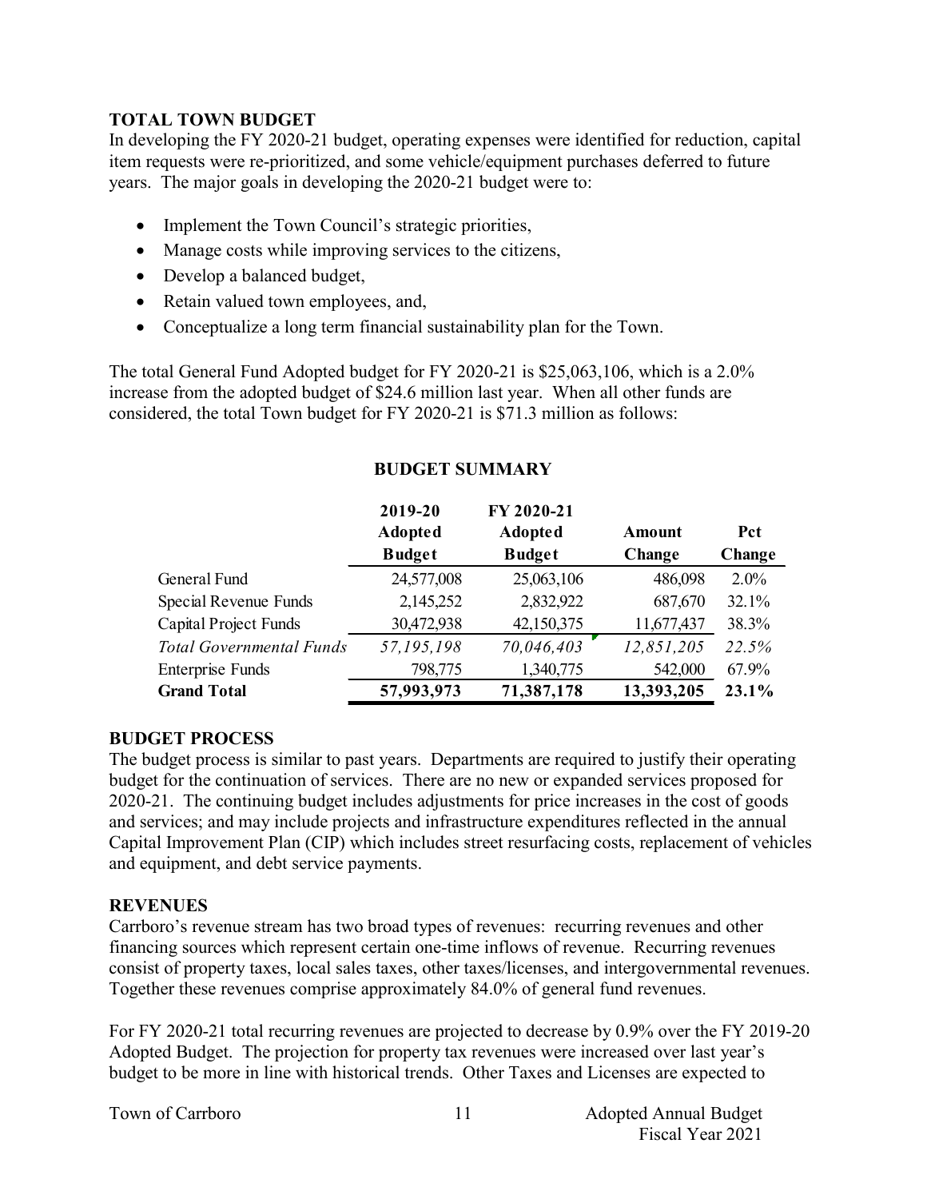## TOTAL TOWN BUDGET

In developing the FY 2020-21 budget, operating expenses were identified for reduction, capital item requests were re-prioritized, and some vehicle/equipment purchases deferred to future years. The major goals in developing the 2020-21 budget were to:

- Implement the Town Council's strategic priorities,
- Manage costs while improving services to the citizens,
- Develop a balanced budget,
- Retain valued town employees, and,
- Conceptualize a long term financial sustainability plan for the Town.

The total General Fund Adopted budget for FY 2020-21 is $25,063,106, which is a 2.0% increase from the adopted budget of $24.6 million last year. When all other funds are considered, the total Town budget for FY 2020-21 is $71.3 million as follows:

### BUDGET SUMMARY

| | 2019-20 Adopted Budget | FY 2020-21 Adopted Budget | Amount Change | Pct Change |
|---|---|---|---|---|
| General Fund | 24,577,008 | 25,063,106 | 486,098 | 2.0% |
| Special Revenue Funds | 2,145,252 | 2,832,922 | 687,670 | 32.1% |
| Capital Project Funds | 30,472,938 | 42,150,375 | 11,677,437 | 38.3% |
| *Total Governmental Funds* | *57,195,198* | *70,046,403* | *12,851,205* | *22.5%* |
| Enterprise Funds | 798,775 | 1,340,775 | 542,000 | 67.9% |
| **Grand Total** | **57,993,973** | **71,387,178** | **13,393,205** | **23.1%** |

## BUDGET PROCESS

The budget process is similar to past years. Departments are required to justify their operating budget for the continuation of services. There are no new or expanded services proposed for 2020-21. The continuing budget includes adjustments for price increases in the cost of goods and services; and may include projects and infrastructure expenditures reflected in the annual Capital Improvement Plan (CIP) which includes street resurfacing costs, replacement of vehicles and equipment, and debt service payments.

## REVENUES

Carrboro's revenue stream has two broad types of revenues: recurring revenues and other financing sources which represent certain one-time inflows of revenue. Recurring revenues consist of property taxes, local sales taxes, other taxes/licenses, and intergovernmental revenues. Together these revenues comprise approximately 84.0% of general fund revenues.

For FY 2020-21 total recurring revenues are projected to decrease by 0.9% over the FY 2019-20 Adopted Budget. The projection for property tax revenues were increased over last year's budget to be more in line with historical trends. Other Taxes and Licenses are expected to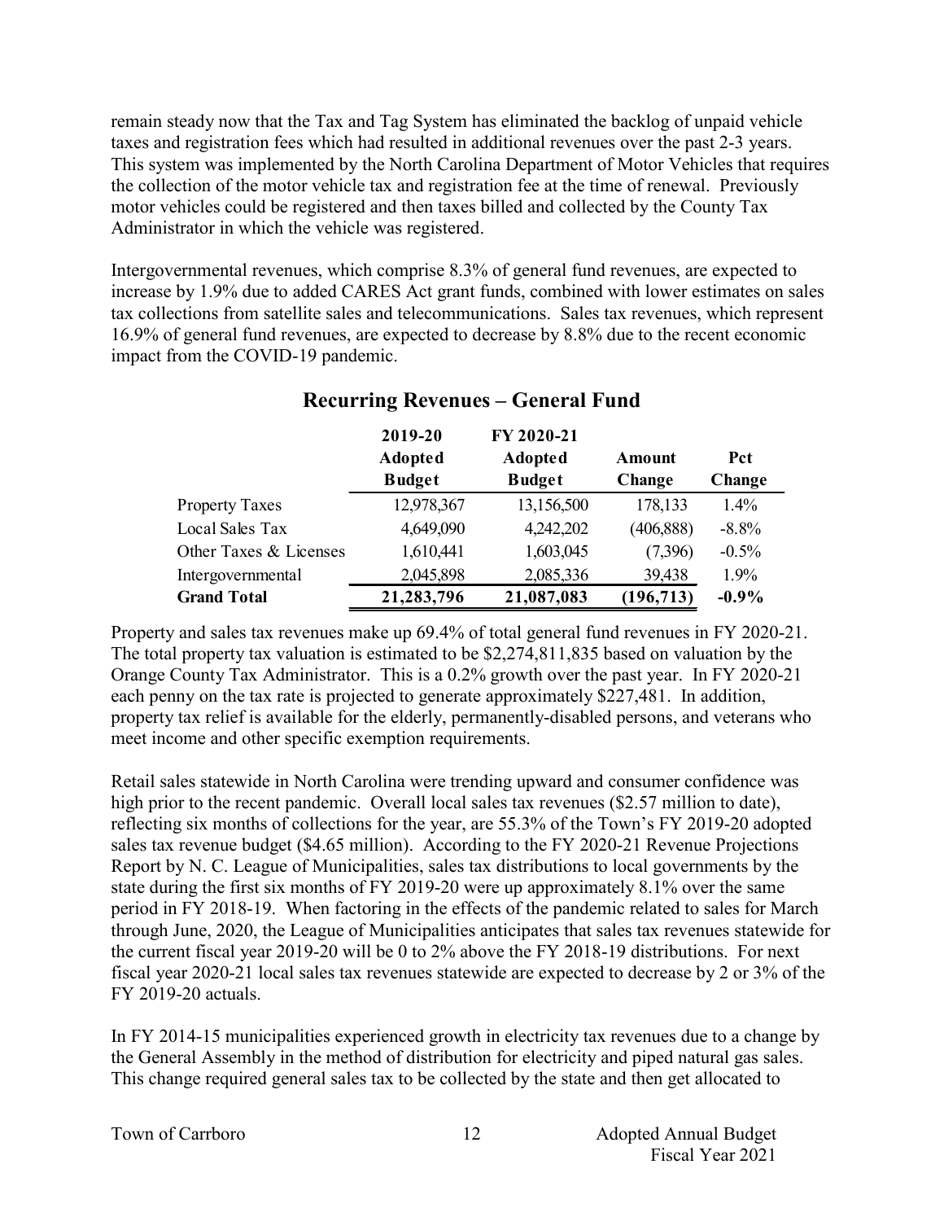remain steady now that the Tax and Tag System has eliminated the backlog of unpaid vehicle taxes and registration fees which had resulted in additional revenues over the past 2-3 years. This system was implemented by the North Carolina Department of Motor Vehicles that requires the collection of the motor vehicle tax and registration fee at the time of renewal. Previously motor vehicles could be registered and then taxes billed and collected by the County Tax Administrator in which the vehicle was registered.

Intergovernmental revenues, which comprise 8.3% of general fund revenues, are expected to increase by 1.9% due to added CARES Act grant funds, combined with lower estimates on sales tax collections from satellite sales and telecommunications. Sales tax revenues, which represent 16.9% of general fund revenues, are expected to decrease by 8.8% due to the recent economic impact from the COVID-19 pandemic.

## Recurring Revenues – General Fund

| | 2019-20 Adopted Budget | FY 2020-21 Adopted Budget | Amount Change | Pct Change |
|---|---|---|---|---|
| Property Taxes | 12,978,367 | 13,156,500 | 178,133 | 1.4% |
| Local Sales Tax | 4,649,090 | 4,242,202 | (406,888) | -8.8% |
| Other Taxes & Licenses | 1,610,441 | 1,603,045 | (7,396) | -0.5% |
| Intergovernmental | 2,045,898 | 2,085,336 | 39,438 | 1.9% |
| **Grand Total** | **21,283,796** | **21,087,083** | **(196,713)** | **-0.9%** |

Property and sales tax revenues make up 69.4% of total general fund revenues in FY 2020-21. The total property tax valuation is estimated to be $2,274,811,835 based on valuation by the Orange County Tax Administrator. This is a 0.2% growth over the past year. In FY 2020-21 each penny on the tax rate is projected to generate approximately $227,481. In addition, property tax relief is available for the elderly, permanently-disabled persons, and veterans who meet income and other specific exemption requirements.

Retail sales statewide in North Carolina were trending upward and consumer confidence was high prior to the recent pandemic. Overall local sales tax revenues ($2.57 million to date), reflecting six months of collections for the year, are 55.3% of the Town's FY 2019-20 adopted sales tax revenue budget ($4.65 million). According to the FY 2020-21 Revenue Projections Report by N. C. League of Municipalities, sales tax distributions to local governments by the state during the first six months of FY 2019-20 were up approximately 8.1% over the same period in FY 2018-19. When factoring in the effects of the pandemic related to sales for March through June, 2020, the League of Municipalities anticipates that sales tax revenues statewide for the current fiscal year 2019-20 will be 0 to 2% above the FY 2018-19 distributions. For next fiscal year 2020-21 local sales tax revenues statewide are expected to decrease by 2 or 3% of the FY 2019-20 actuals.

In FY 2014-15 municipalities experienced growth in electricity tax revenues due to a change by the General Assembly in the method of distribution for electricity and piped natural gas sales. This change required general sales tax to be collected by the state and then get allocated to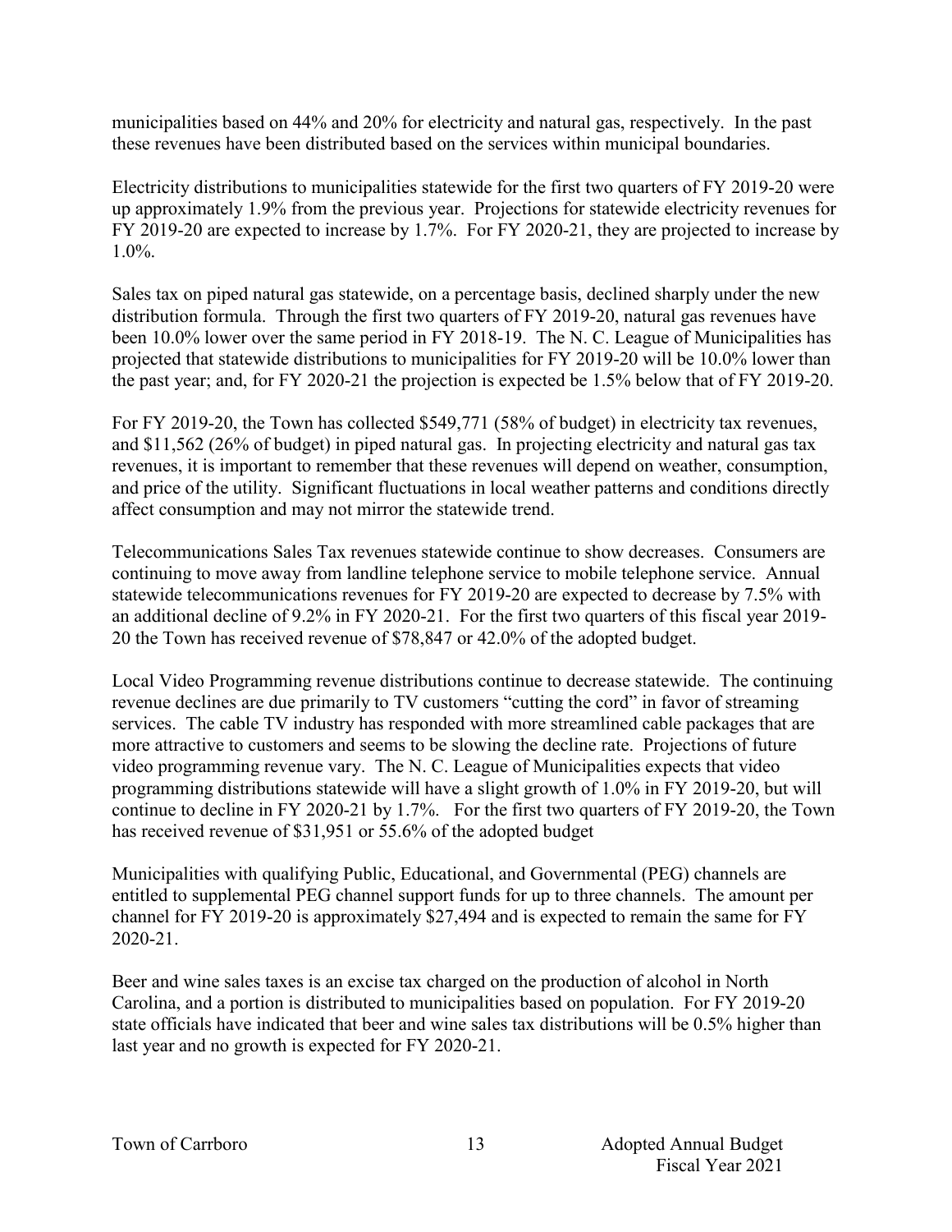municipalities based on 44% and 20% for electricity and natural gas, respectively. In the past these revenues have been distributed based on the services within municipal boundaries.

Electricity distributions to municipalities statewide for the first two quarters of FY 2019-20 were up approximately 1.9% from the previous year. Projections for statewide electricity revenues for FY 2019-20 are expected to increase by 1.7%. For FY 2020-21, they are projected to increase by 1.0%.

Sales tax on piped natural gas statewide, on a percentage basis, declined sharply under the new distribution formula. Through the first two quarters of FY 2019-20, natural gas revenues have been 10.0% lower over the same period in FY 2018-19. The N. C. League of Municipalities has projected that statewide distributions to municipalities for FY 2019-20 will be 10.0% lower than the past year; and, for FY 2020-21 the projection is expected be 1.5% below that of FY 2019-20.

For FY 2019-20, the Town has collected $549,771 (58% of budget) in electricity tax revenues, and $11,562 (26% of budget) in piped natural gas. In projecting electricity and natural gas tax revenues, it is important to remember that these revenues will depend on weather, consumption, and price of the utility. Significant fluctuations in local weather patterns and conditions directly affect consumption and may not mirror the statewide trend.

Telecommunications Sales Tax revenues statewide continue to show decreases. Consumers are continuing to move away from landline telephone service to mobile telephone service. Annual statewide telecommunications revenues for FY 2019-20 are expected to decrease by 7.5% with an additional decline of 9.2% in FY 2020-21. For the first two quarters of this fiscal year 2019-20 the Town has received revenue of $78,847 or 42.0% of the adopted budget.

Local Video Programming revenue distributions continue to decrease statewide. The continuing revenue declines are due primarily to TV customers "cutting the cord" in favor of streaming services. The cable TV industry has responded with more streamlined cable packages that are more attractive to customers and seems to be slowing the decline rate. Projections of future video programming revenue vary. The N. C. League of Municipalities expects that video programming distributions statewide will have a slight growth of 1.0% in FY 2019-20, but will continue to decline in FY 2020-21 by 1.7%. For the first two quarters of FY 2019-20, the Town has received revenue of $31,951 or 55.6% of the adopted budget

Municipalities with qualifying Public, Educational, and Governmental (PEG) channels are entitled to supplemental PEG channel support funds for up to three channels. The amount per channel for FY 2019-20 is approximately $27,494 and is expected to remain the same for FY 2020-21.

Beer and wine sales taxes is an excise tax charged on the production of alcohol in North Carolina, and a portion is distributed to municipalities based on population. For FY 2019-20 state officials have indicated that beer and wine sales tax distributions will be 0.5% higher than last year and no growth is expected for FY 2020-21.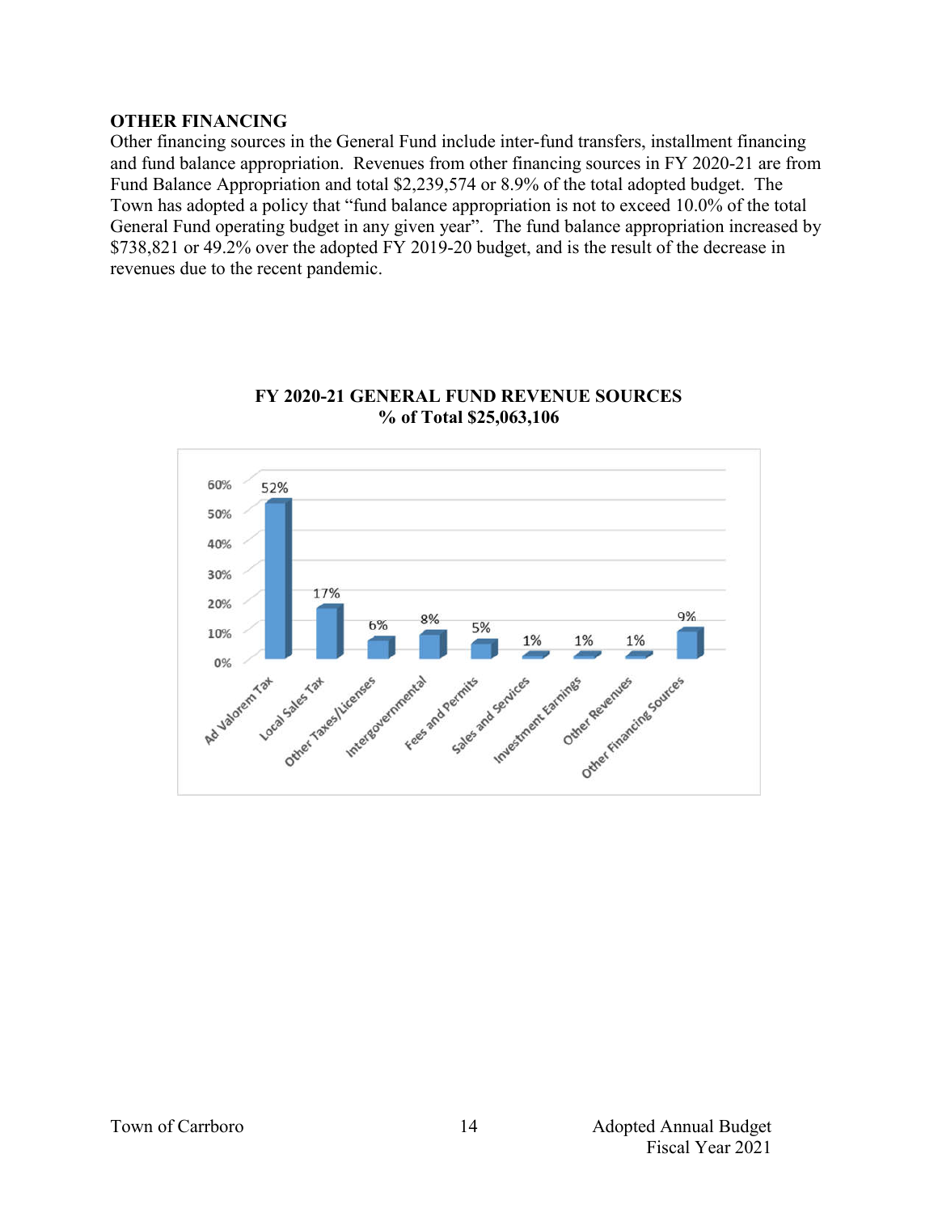**OTHER FINANCING**

Other financing sources in the General Fund include inter-fund transfers, installment financing and fund balance appropriation. Revenues from other financing sources in FY 2020-21 are from Fund Balance Appropriation and total $2,239,574 or 8.9% of the total adopted budget. The Town has adopted a policy that "fund balance appropriation is not to exceed 10.0% of the total General Fund operating budget in any given year". The fund balance appropriation increased by $738,821 or 49.2% over the adopted FY 2019-20 budget, and is the result of the decrease in revenues due to the recent pandemic.

**FY 2020-21 GENERAL FUND REVENUE SOURCES**
**% of Total $25,063,106**

| Revenue Source | % of Total |
|---|---|
| Ad Valorem Tax | 52% |
| Local Sales Tax | 17% |
| Other Taxes/Licenses | 6% |
| Intergovernmental | 8% |
| Fees and Permits | 5% |
| Sales and Services | 1% |
| Investment Earnings | 1% |
| Other Revenues | 1% |
| Other Financing Sources | 9% |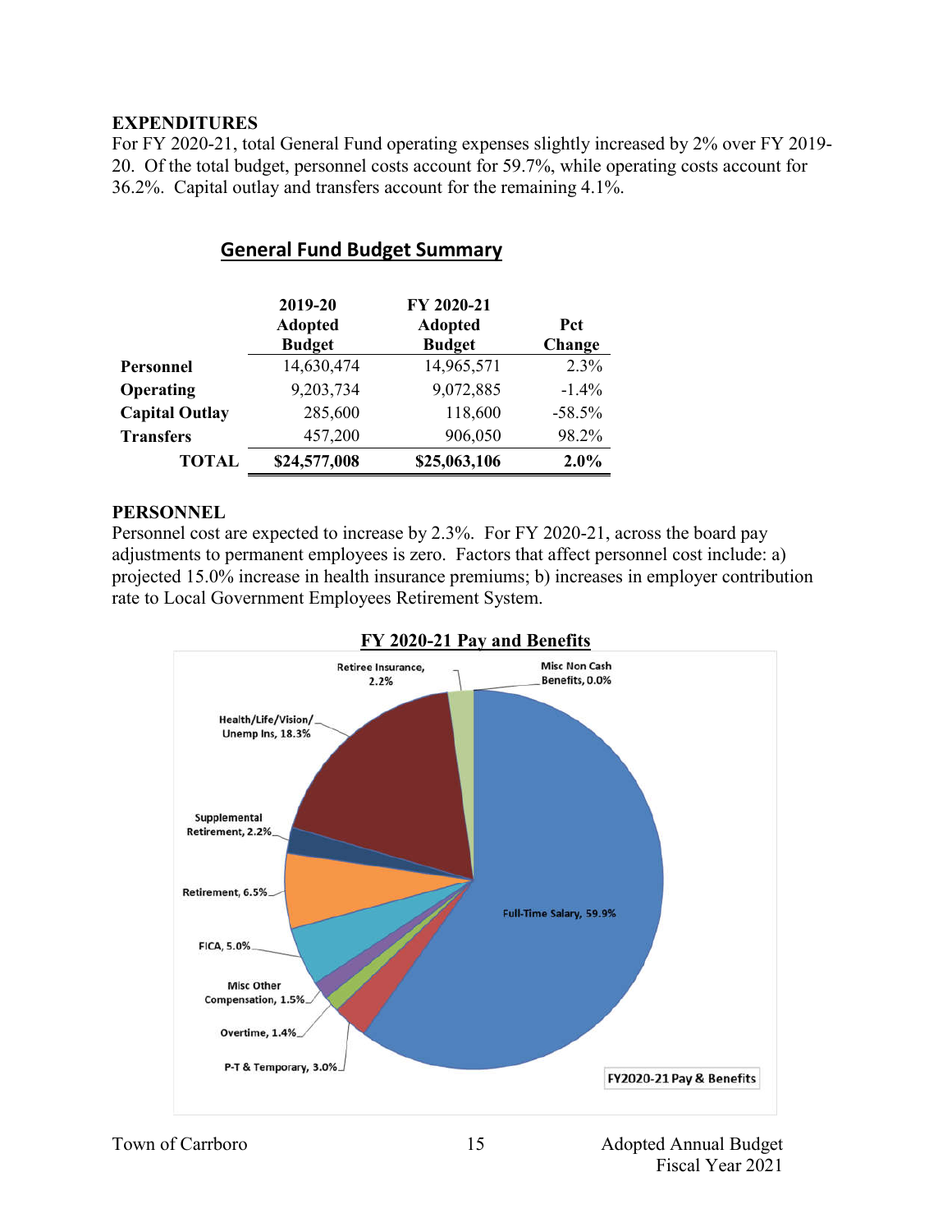## EXPENDITURES

For FY 2020-21, total General Fund operating expenses slightly increased by 2% over FY 2019-20. Of the total budget, personnel costs account for 59.7%, while operating costs account for 36.2%. Capital outlay and transfers account for the remaining 4.1%.

### General Fund Budget Summary

| | 2019-20 Adopted Budget | FY 2020-21 Adopted Budget | Pct Change |
|---|---|---|---|
| **Personnel** | 14,630,474 | 14,965,571 | 2.3% |
| **Operating** | 9,203,734 | 9,072,885 | -1.4% |
| **Capital Outlay** | 285,600 | 118,600 | -58.5% |
| **Transfers** | 457,200 | 906,050 | 98.2% |
| **TOTAL** | **$24,577,008** | **$25,063,106** | **2.0%** |

## PERSONNEL

Personnel cost are expected to increase by 2.3%. For FY 2020-21, across the board pay adjustments to permanent employees is zero. Factors that affect personnel cost include: a) projected 15.0% increase in health insurance premiums; b) increases in employer contribution rate to Local Government Employees Retirement System.

### FY 2020-21 Pay and Benefits

| Category | Percent |
|---|---|
| Full-Time Salary | 59.9% |
| P-T & Temporary | 3.0% |
| Overtime | 1.4% |
| Misc Other Compensation | 1.5% |
| FICA | 5.0% |
| Retirement | 6.5% |
| Supplemental Retirement | 2.2% |
| Health/Life/Vision/Unemp Ins | 18.3% |
| Retiree Insurance | 2.2% |
| Misc Non Cash Benefits | 0.0% |

FY2020-21 Pay & Benefits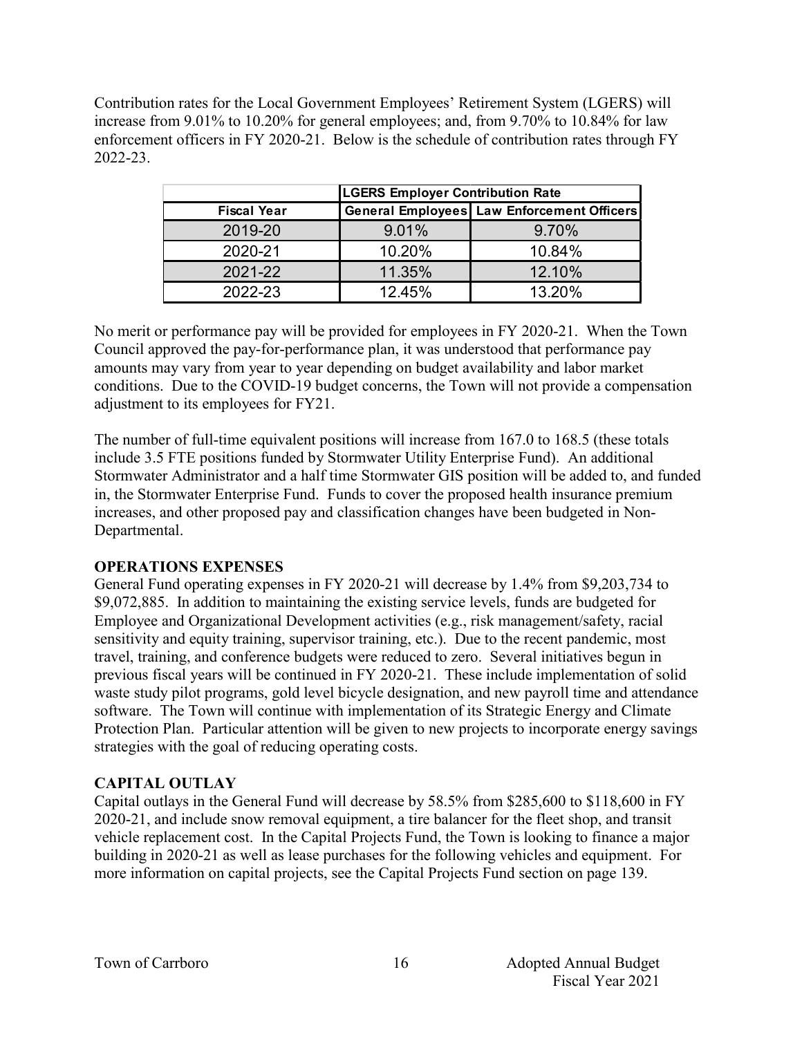Contribution rates for the Local Government Employees' Retirement System (LGERS) will increase from 9.01% to 10.20% for general employees; and, from 9.70% to 10.84% for law enforcement officers in FY 2020-21. Below is the schedule of contribution rates through FY 2022-23.

| | LGERS Employer Contribution Rate | |
|---|---|---|
| Fiscal Year | General Employees | Law Enforcement Officers |
| 2019-20 | 9.01% | 9.70% |
| 2020-21 | 10.20% | 10.84% |
| 2021-22 | 11.35% | 12.10% |
| 2022-23 | 12.45% | 13.20% |

No merit or performance pay will be provided for employees in FY 2020-21. When the Town Council approved the pay-for-performance plan, it was understood that performance pay amounts may vary from year to year depending on budget availability and labor market conditions. Due to the COVID-19 budget concerns, the Town will not provide a compensation adjustment to its employees for FY21.

The number of full-time equivalent positions will increase from 167.0 to 168.5 (these totals include 3.5 FTE positions funded by Stormwater Utility Enterprise Fund). An additional Stormwater Administrator and a half time Stormwater GIS position will be added to, and funded in, the Stormwater Enterprise Fund. Funds to cover the proposed health insurance premium increases, and other proposed pay and classification changes have been budgeted in Non-Departmental.

## OPERATIONS EXPENSES

General Fund operating expenses in FY 2020-21 will decrease by 1.4% from $9,203,734 to $9,072,885. In addition to maintaining the existing service levels, funds are budgeted for Employee and Organizational Development activities (e.g., risk management/safety, racial sensitivity and equity training, supervisor training, etc.). Due to the recent pandemic, most travel, training, and conference budgets were reduced to zero. Several initiatives begun in previous fiscal years will be continued in FY 2020-21. These include implementation of solid waste study pilot programs, gold level bicycle designation, and new payroll time and attendance software. The Town will continue with implementation of its Strategic Energy and Climate Protection Plan. Particular attention will be given to new projects to incorporate energy savings strategies with the goal of reducing operating costs.

## CAPITAL OUTLAY

Capital outlays in the General Fund will decrease by 58.5% from $285,600 to $118,600 in FY 2020-21, and include snow removal equipment, a tire balancer for the fleet shop, and transit vehicle replacement cost. In the Capital Projects Fund, the Town is looking to finance a major building in 2020-21 as well as lease purchases for the following vehicles and equipment. For more information on capital projects, see the Capital Projects Fund section on page 139.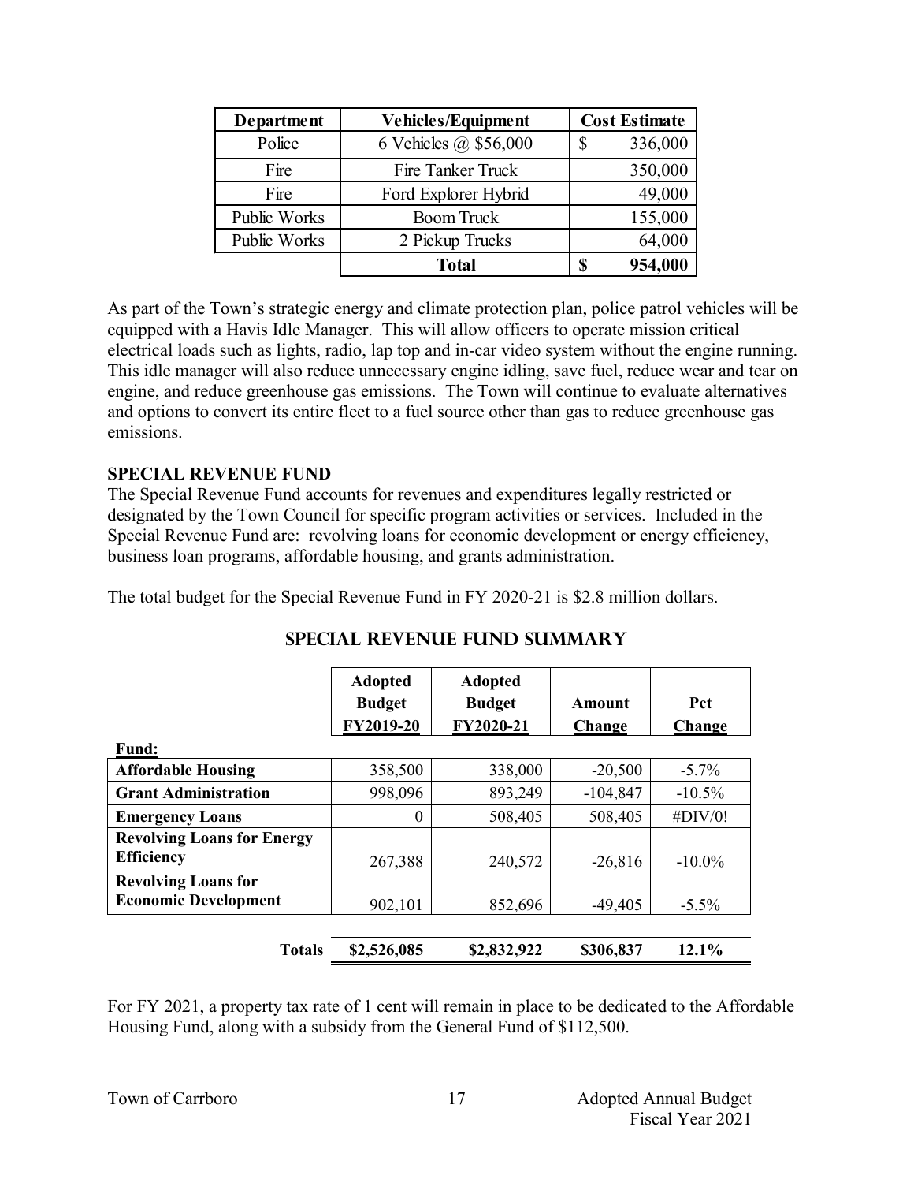| Department | Vehicles/Equipment | Cost Estimate |
|---|---|---|
| Police | 6 Vehicles @ $56,000 | $ 336,000 |
| Fire | Fire Tanker Truck | 350,000 |
| Fire | Ford Explorer Hybrid | 49,000 |
| Public Works | Boom Truck | 155,000 |
| Public Works | 2 Pickup Trucks | 64,000 |
| | **Total** | **$ 954,000** |

As part of the Town's strategic energy and climate protection plan, police patrol vehicles will be equipped with a Havis Idle Manager. This will allow officers to operate mission critical electrical loads such as lights, radio, lap top and in-car video system without the engine running. This idle manager will also reduce unnecessary engine idling, save fuel, reduce wear and tear on engine, and reduce greenhouse gas emissions. The Town will continue to evaluate alternatives and options to convert its entire fleet to a fuel source other than gas to reduce greenhouse gas emissions.

**SPECIAL REVENUE FUND**

The Special Revenue Fund accounts for revenues and expenditures legally restricted or designated by the Town Council for specific program activities or services. Included in the Special Revenue Fund are: revolving loans for economic development or energy efficiency, business loan programs, affordable housing, and grants administration.

The total budget for the Special Revenue Fund in FY 2020-21 is $2.8 million dollars.

## SPECIAL REVENUE FUND SUMMARY

| Fund: | Adopted Budget FY2019-20 | Adopted Budget FY2020-21 | Amount Change | Pct Change |
|---|---|---|---|---|
| **Affordable Housing** | 358,500 | 338,000 | -20,500 | -5.7% |
| **Grant Administration** | 998,096 | 893,249 | -104,847 | -10.5% |
| **Emergency Loans** | 0 | 508,405 | 508,405 | #DIV/0! |
| **Revolving Loans for Energy Efficiency** | 267,388 | 240,572 | -26,816 | -10.0% |
| **Revolving Loans for Economic Development** | 902,101 | 852,696 | -49,405 | -5.5% |
| **Totals** | **$2,526,085** | **$2,832,922** | **$306,837** | **12.1%** |

For FY 2021, a property tax rate of 1 cent will remain in place to be dedicated to the Affordable Housing Fund, along with a subsidy from the General Fund of $112,500.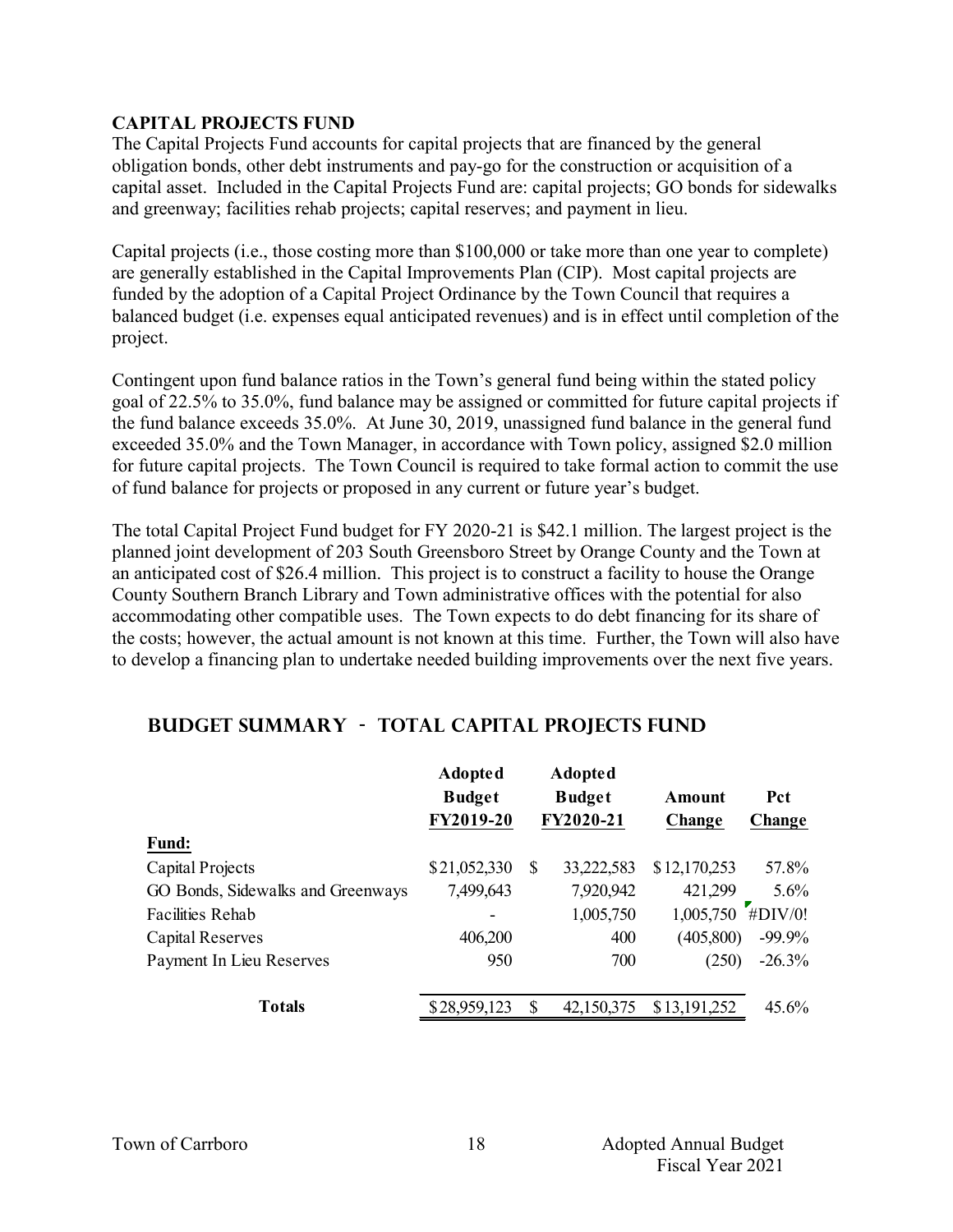## CAPITAL PROJECTS FUND

The Capital Projects Fund accounts for capital projects that are financed by the general obligation bonds, other debt instruments and pay-go for the construction or acquisition of a capital asset. Included in the Capital Projects Fund are: capital projects; GO bonds for sidewalks and greenway; facilities rehab projects; capital reserves; and payment in lieu.

Capital projects (i.e., those costing more than $100,000 or take more than one year to complete) are generally established in the Capital Improvements Plan (CIP). Most capital projects are funded by the adoption of a Capital Project Ordinance by the Town Council that requires a balanced budget (i.e. expenses equal anticipated revenues) and is in effect until completion of the project.

Contingent upon fund balance ratios in the Town's general fund being within the stated policy goal of 22.5% to 35.0%, fund balance may be assigned or committed for future capital projects if the fund balance exceeds 35.0%. At June 30, 2019, unassigned fund balance in the general fund exceeded 35.0% and the Town Manager, in accordance with Town policy, assigned $2.0 million for future capital projects. The Town Council is required to take formal action to commit the use of fund balance for projects or proposed in any current or future year's budget.

The total Capital Project Fund budget for FY 2020-21 is $42.1 million. The largest project is the planned joint development of 203 South Greensboro Street by Orange County and the Town at an anticipated cost of $26.4 million. This project is to construct a facility to house the Orange County Southern Branch Library and Town administrative offices with the potential for also accommodating other compatible uses. The Town expects to do debt financing for its share of the costs; however, the actual amount is not known at this time. Further, the Town will also have to develop a financing plan to undertake needed building improvements over the next five years.

## BUDGET SUMMARY - TOTAL CAPITAL PROJECTS FUND

| | Adopted Budget FY2019-20 | Adopted Budget FY2020-21 | Amount Change | Pct Change |
|---|---|---|---|---|
| **Fund:** | | | | |
| Capital Projects | $21,052,330 | $ 33,222,583 | $12,170,253 | 57.8% |
| GO Bonds, Sidewalks and Greenways | 7,499,643 | 7,920,942 | 421,299 | 5.6% |
| Facilities Rehab | - | 1,005,750 | 1,005,750 | #DIV/0! |
| Capital Reserves | 406,200 | 400 | (405,800) | -99.9% |
| Payment In Lieu Reserves | 950 | 700 | (250) | -26.3% |
| **Totals** | $28,959,123 | $ 42,150,375 | $13,191,252 | 45.6% |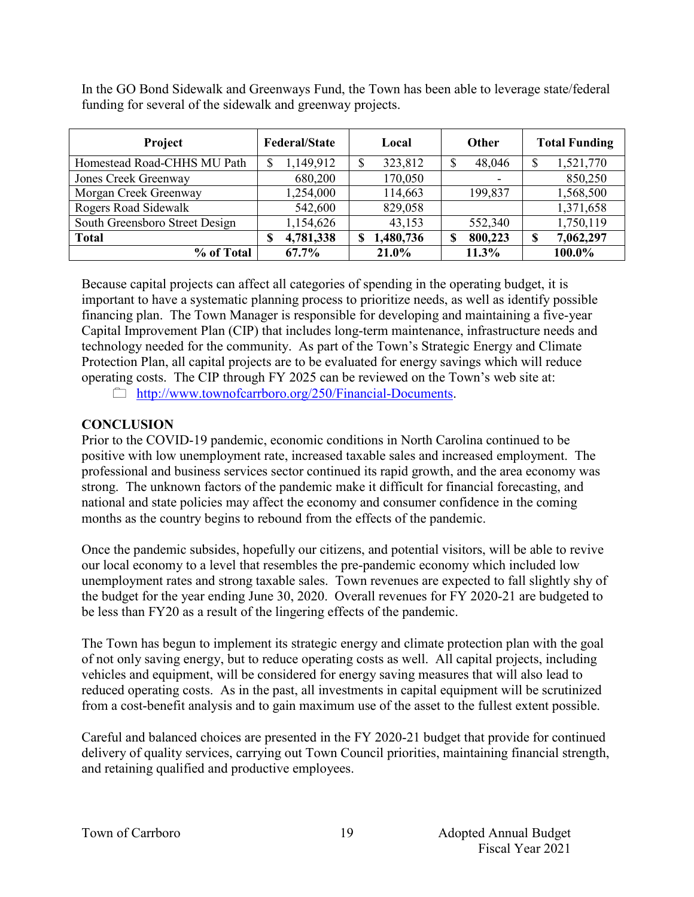In the GO Bond Sidewalk and Greenways Fund, the Town has been able to leverage state/federal funding for several of the sidewalk and greenway projects.

| Project | Federal/State | Local | Other | Total Funding |
|---|---|---|---|---|
| Homestead Road-CHHS MU Path | $ 1,149,912 | $ 323,812 | $ 48,046 | $ 1,521,770 |
| Jones Creek Greenway | 680,200 | 170,050 | - | 850,250 |
| Morgan Creek Greenway | 1,254,000 | 114,663 | 199,837 | 1,568,500 |
| Rogers Road Sidewalk | 542,600 | 829,058 | | 1,371,658 |
| South Greensboro Street Design | 1,154,626 | 43,153 | 552,340 | 1,750,119 |
| **Total** | **$ 4,781,338** | **$ 1,480,736** | **$ 800,223** | **$ 7,062,297** |
| **% of Total** | **67.7%** | **21.0%** | **11.3%** | **100.0%** |

Because capital projects can affect all categories of spending in the operating budget, it is important to have a systematic planning process to prioritize needs, as well as identify possible financing plan. The Town Manager is responsible for developing and maintaining a five-year Capital Improvement Plan (CIP) that includes long-term maintenance, infrastructure needs and technology needed for the community. As part of the Town's Strategic Energy and Climate Protection Plan, all capital projects are to be evaluated for energy savings which will reduce operating costs. The CIP through FY 2025 can be reviewed on the Town's web site at:

- http://www.townofcarrboro.org/250/Financial-Documents.

**CONCLUSION**

Prior to the COVID-19 pandemic, economic conditions in North Carolina continued to be positive with low unemployment rate, increased taxable sales and increased employment. The professional and business services sector continued its rapid growth, and the area economy was strong. The unknown factors of the pandemic make it difficult for financial forecasting, and national and state policies may affect the economy and consumer confidence in the coming months as the country begins to rebound from the effects of the pandemic.

Once the pandemic subsides, hopefully our citizens, and potential visitors, will be able to revive our local economy to a level that resembles the pre-pandemic economy which included low unemployment rates and strong taxable sales. Town revenues are expected to fall slightly shy of the budget for the year ending June 30, 2020. Overall revenues for FY 2020-21 are budgeted to be less than FY20 as a result of the lingering effects of the pandemic.

The Town has begun to implement its strategic energy and climate protection plan with the goal of not only saving energy, but to reduce operating costs as well. All capital projects, including vehicles and equipment, will be considered for energy saving measures that will also lead to reduced operating costs. As in the past, all investments in capital equipment will be scrutinized from a cost-benefit analysis and to gain maximum use of the asset to the fullest extent possible.

Careful and balanced choices are presented in the FY 2020-21 budget that provide for continued delivery of quality services, carrying out Town Council priorities, maintaining financial strength, and retaining qualified and productive employees.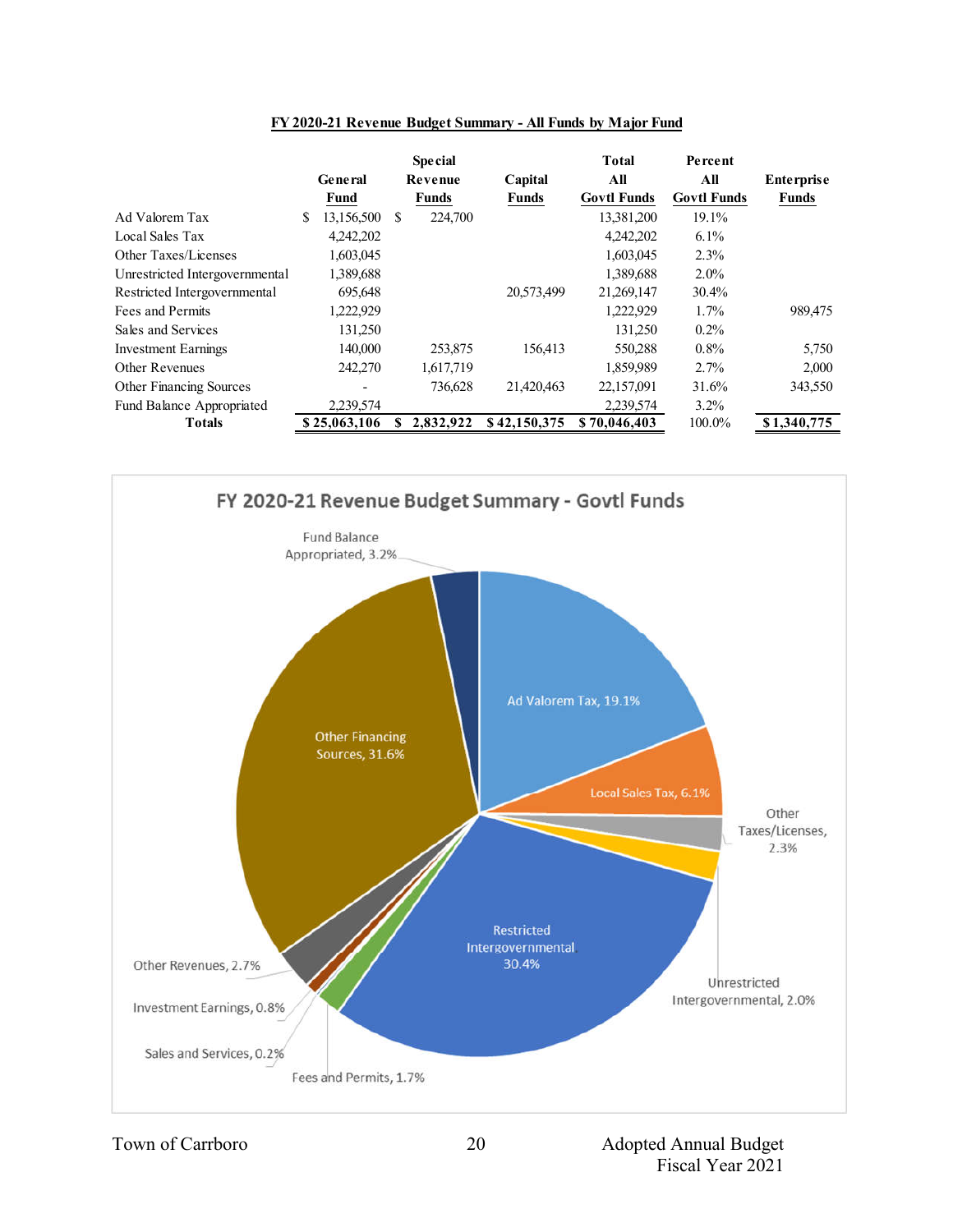**FY 2020-21 Revenue Budget Summary - All Funds by Major Fund**

| | General Fund | Special Revenue Funds | Capital Funds | Total All Govtl Funds | Percent All Govtl Funds | Enterprise Funds |
|---|---|---|---|---|---|---|
| Ad Valorem Tax | $ 13,156,500 | $ 224,700 | | 13,381,200 | 19.1% | |
| Local Sales Tax | 4,242,202 | | | 4,242,202 | 6.1% | |
| Other Taxes/Licenses | 1,603,045 | | | 1,603,045 | 2.3% | |
| Unrestricted Intergovernmental | 1,389,688 | | | 1,389,688 | 2.0% | |
| Restricted Intergovernmental | 695,648 | | 20,573,499 | 21,269,147 | 30.4% | |
| Fees and Permits | 1,222,929 | | | 1,222,929 | 1.7% | 989,475 |
| Sales and Services | 131,250 | | | 131,250 | 0.2% | |
| Investment Earnings | 140,000 | 253,875 | 156,413 | 550,288 | 0.8% | 5,750 |
| Other Revenues | 242,270 | 1,617,719 | | 1,859,989 | 2.7% | 2,000 |
| Other Financing Sources | - | 736,628 | 21,420,463 | 22,157,091 | 31.6% | 343,550 |
| Fund Balance Appropriated | 2,239,574 | | | 2,239,574 | 3.2% | |
| **Totals** | **$ 25,063,106** | **$ 2,832,922** | **$ 42,150,375** | **$ 70,046,403** | 100.0% | **$ 1,340,775** |

**FY 2020-21 Revenue Budget Summary - Govtl Funds**

- Ad Valorem Tax, 19.1%
- Local Sales Tax, 6.1%
- Other Taxes/Licenses, 2.3%
- Unrestricted Intergovernmental, 2.0%
- Restricted Intergovernmental, 30.4%
- Fees and Permits, 1.7%
- Sales and Services, 0.2%
- Investment Earnings, 0.8%
- Other Revenues, 2.7%
- Other Financing Sources, 31.6%
- Fund Balance Appropriated, 3.2%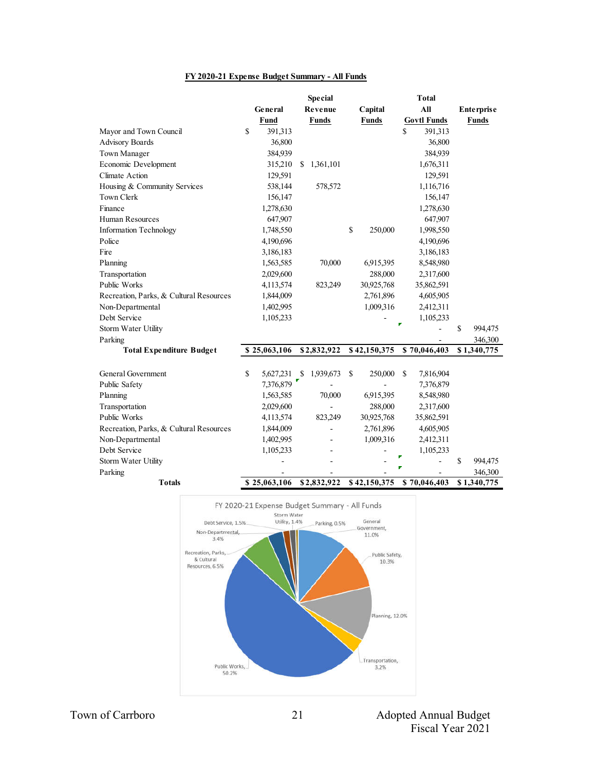## FY 2020-21 Expense Budget Summary - All Funds

| | General Fund | Special Revenue Funds | Capital Funds | Total All Govtl Funds | Enterprise Funds |
|---|---|---|---|---|---|
| Mayor and Town Council | $ 391,313 | | | $ 391,313 | |
| Advisory Boards | 36,800 | | | 36,800 | |
| Town Manager | 384,939 | | | 384,939 | |
| Economic Development | 315,210 | $ 1,361,101 | | 1,676,311 | |
| Climate Action | 129,591 | | | 129,591 | |
| Housing & Community Services | 538,144 | 578,572 | | 1,116,716 | |
| Town Clerk | 156,147 | | | 156,147 | |
| Finance | 1,278,630 | | | 1,278,630 | |
| Human Resources | 647,907 | | | 647,907 | |
| Information Technology | 1,748,550 | | $ 250,000 | 1,998,550 | |
| Police | 4,190,696 | | | 4,190,696 | |
| Fire | 3,186,183 | | | 3,186,183 | |
| Planning | 1,563,585 | 70,000 | 6,915,395 | 8,548,980 | |
| Transportation | 2,029,600 | | 288,000 | 2,317,600 | |
| Public Works | 4,113,574 | 823,249 | 30,925,768 | 35,862,591 | |
| Recreation, Parks, & Cultural Resources | 1,844,009 | | 2,761,896 | 4,605,905 | |
| Non-Departmental | 1,402,995 | | 1,009,316 | 2,412,311 | |
| Debt Service | 1,105,233 | | - | 1,105,233 | |
| Storm Water Utility | | | | - | $ 994,475 |
| Parking | | | | - | 346,300 |
| **Total Expenditure Budget** | **$ 25,063,106** | **$ 2,832,922** | **$ 42,150,375** | **$ 70,046,403** | **$ 1,340,775** |

| | General Fund | Special Revenue Funds | Capital Funds | Total All Govtl Funds | Enterprise Funds |
|---|---|---|---|---|---|
| General Government | $ 5,627,231 | $ 1,939,673 | $ 250,000 | $ 7,816,904 | |
| Public Safety | 7,376,879 | - | - | 7,376,879 | |
| Planning | 1,563,585 | 70,000 | 6,915,395 | 8,548,980 | |
| Transportation | 2,029,600 | - | 288,000 | 2,317,600 | |
| Public Works | 4,113,574 | 823,249 | 30,925,768 | 35,862,591 | |
| Recreation, Parks, & Cultural Resources | 1,844,009 | - | 2,761,896 | 4,605,905 | |
| Non-Departmental | 1,402,995 | - | 1,009,316 | 2,412,311 | |
| Debt Service | 1,105,233 | - | - | 1,105,233 | |
| Storm Water Utility | - | - | - | - | $ 994,475 |
| Parking | - | - | - | - | 346,300 |
| **Totals** | **$ 25,063,106** | **$ 2,832,922** | **$ 42,150,375** | **$ 70,046,403** | **$ 1,340,775** |

FY 2020-21 Expense Budget Summary - All Funds

General Government, 11.0%; Public Safety, 10.3%; Planning, 12.0%; Transportation, 3.2%; Public Works, 50.2%; Recreation, Parks, & Cultural Resources, 6.5%; Non-Departmental, 3.4%; Debt Service, 1.5%; Storm Water Utility, 1.4%; Parking, 0.5%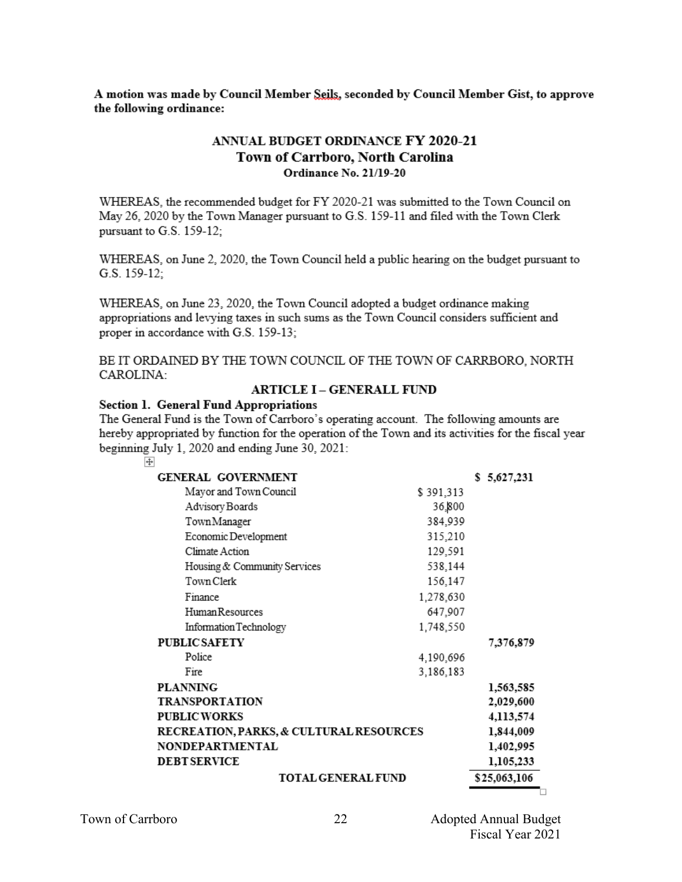**A motion was made by Council Member Seils, seconded by Council Member Gist, to approve the following ordinance:**

## ANNUAL BUDGET ORDINANCE FY 2020-21
## Town of Carrboro, North Carolina
### Ordinance No. 21/19-20

WHEREAS, the recommended budget for FY 2020-21 was submitted to the Town Council on May 26, 2020 by the Town Manager pursuant to G.S. 159-11 and filed with the Town Clerk pursuant to G.S. 159-12;

WHEREAS, on June 2, 2020, the Town Council held a public hearing on the budget pursuant to G.S. 159-12;

WHEREAS, on June 23, 2020, the Town Council adopted a budget ordinance making appropriations and levying taxes in such sums as the Town Council considers sufficient and proper in accordance with G.S. 159-13;

BE IT ORDAINED BY THE TOWN COUNCIL OF THE TOWN OF CARRBORO, NORTH CAROLINA:

### ARTICLE I – GENERALL FUND

**Section 1. General Fund Appropriations**

The General Fund is the Town of Carrboro's operating account. The following amounts are hereby appropriated by function for the operation of the Town and its activities for the fiscal year beginning July 1, 2020 and ending June 30, 2021:

| | | |
|---|---|---|
| **GENERAL GOVERNMENT** | | **$ 5,627,231** |
| Mayor and Town Council | $ 391,313 | |
| Advisory Boards | 36,800 | |
| Town Manager | 384,939 | |
| Economic Development | 315,210 | |
| Climate Action | 129,591 | |
| Housing & Community Services | 538,144 | |
| Town Clerk | 156,147 | |
| Finance | 1,278,630 | |
| Human Resources | 647,907 | |
| Information Technology | 1,748,550 | |
| **PUBLIC SAFETY** | | **7,376,879** |
| Police | 4,190,696 | |
| Fire | 3,186,183 | |
| **PLANNING** | | **1,563,585** |
| **TRANSPORTATION** | | **2,029,600** |
| **PUBLIC WORKS** | | **4,113,574** |
| **RECREATION, PARKS, & CULTURAL RESOURCES** | | **1,844,009** |
| **NONDEPARTMENTAL** | | **1,402,995** |
| **DEBT SERVICE** | | **1,105,233** |
| **TOTAL GENERAL FUND** | | **$25,063,106** |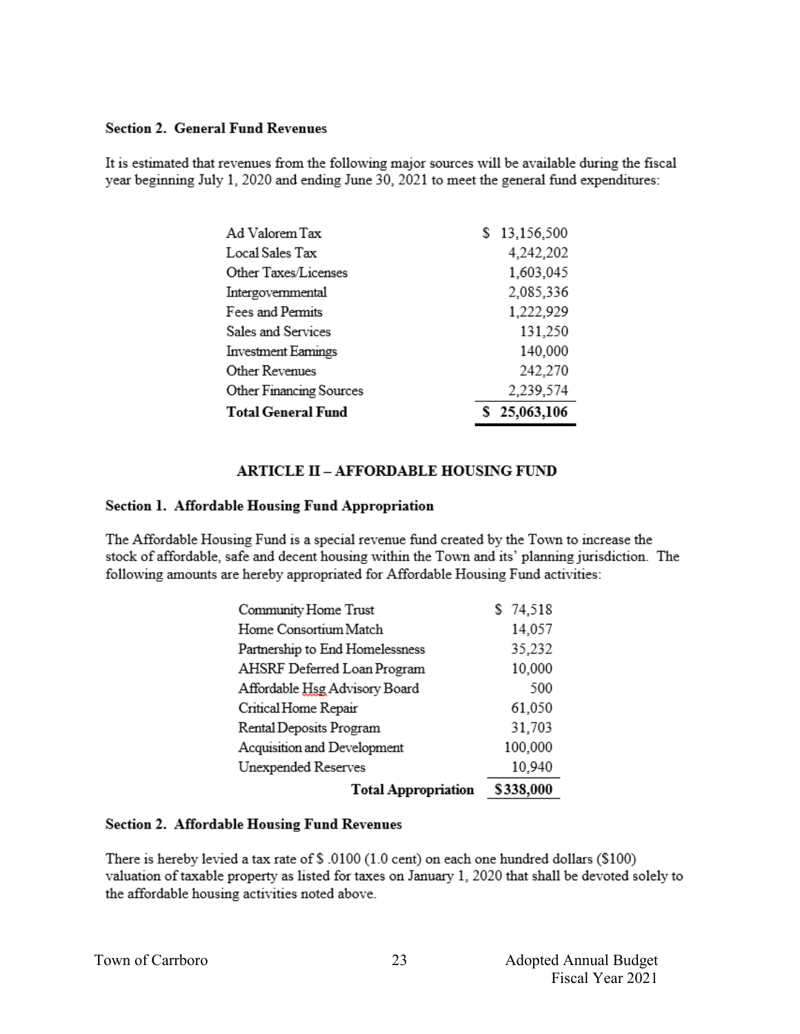### Section 2. General Fund Revenues

It is estimated that revenues from the following major sources will be available during the fiscal year beginning July 1, 2020 and ending June 30, 2021 to meet the general fund expenditures:

| | |
|---|---|
| Ad Valorem Tax | $ 13,156,500 |
| Local Sales Tax | 4,242,202 |
| Other Taxes/Licenses | 1,603,045 |
| Intergovernmental | 2,085,336 |
| Fees and Permits | 1,222,929 |
| Sales and Services | 131,250 |
| Investment Earnings | 140,000 |
| Other Revenues | 242,270 |
| Other Financing Sources | 2,239,574 |
| **Total General Fund** | **$ 25,063,106** |

## ARTICLE II – AFFORDABLE HOUSING FUND

### Section 1. Affordable Housing Fund Appropriation

The Affordable Housing Fund is a special revenue fund created by the Town to increase the stock of affordable, safe and decent housing within the Town and its' planning jurisdiction. The following amounts are hereby appropriated for Affordable Housing Fund activities:

| | |
|---|---|
| Community Home Trust | $ 74,518 |
| Home Consortium Match | 14,057 |
| Partnership to End Homelessness | 35,232 |
| AHSRF Deferred Loan Program | 10,000 |
| Affordable Hsg Advisory Board | 500 |
| Critical Home Repair | 61,050 |
| Rental Deposits Program | 31,703 |
| Acquisition and Development | 100,000 |
| Unexpended Reserves | 10,940 |
| **Total Appropriation** | **$338,000** |

### Section 2. Affordable Housing Fund Revenues

There is hereby levied a tax rate of $ .0100 (1.0 cent) on each one hundred dollars ($100) valuation of taxable property as listed for taxes on January 1, 2020 that shall be devoted solely to the affordable housing activities noted above.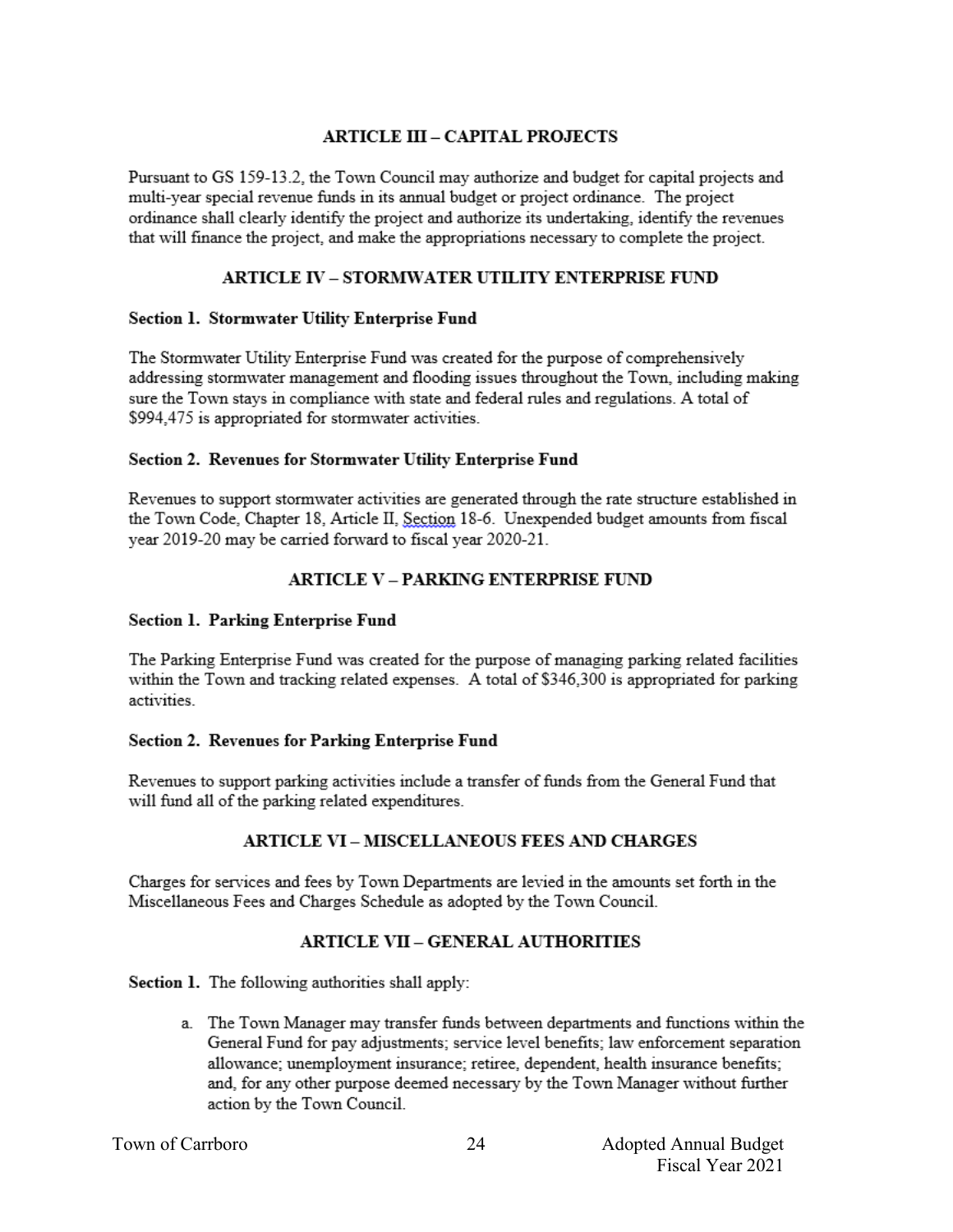## ARTICLE III – CAPITAL PROJECTS

Pursuant to GS 159-13.2, the Town Council may authorize and budget for capital projects and multi-year special revenue funds in its annual budget or project ordinance. The project ordinance shall clearly identify the project and authorize its undertaking, identify the revenues that will finance the project, and make the appropriations necessary to complete the project.

## ARTICLE IV – STORMWATER UTILITY ENTERPRISE FUND

### Section 1. Stormwater Utility Enterprise Fund

The Stormwater Utility Enterprise Fund was created for the purpose of comprehensively addressing stormwater management and flooding issues throughout the Town, including making sure the Town stays in compliance with state and federal rules and regulations. A total of $994,475 is appropriated for stormwater activities.

### Section 2. Revenues for Stormwater Utility Enterprise Fund

Revenues to support stormwater activities are generated through the rate structure established in the Town Code, Chapter 18, Article II, Section 18-6. Unexpended budget amounts from fiscal year 2019-20 may be carried forward to fiscal year 2020-21.

## ARTICLE V – PARKING ENTERPRISE FUND

### Section 1. Parking Enterprise Fund

The Parking Enterprise Fund was created for the purpose of managing parking related facilities within the Town and tracking related expenses. A total of $346,300 is appropriated for parking activities.

### Section 2. Revenues for Parking Enterprise Fund

Revenues to support parking activities include a transfer of funds from the General Fund that will fund all of the parking related expenditures.

## ARTICLE VI – MISCELLANEOUS FEES AND CHARGES

Charges for services and fees by Town Departments are levied in the amounts set forth in the Miscellaneous Fees and Charges Schedule as adopted by the Town Council.

## ARTICLE VII – GENERAL AUTHORITIES

**Section 1.** The following authorities shall apply:

a. The Town Manager may transfer funds between departments and functions within the General Fund for pay adjustments; service level benefits; law enforcement separation allowance; unemployment insurance; retiree, dependent, health insurance benefits; and, for any other purpose deemed necessary by the Town Manager without further action by the Town Council.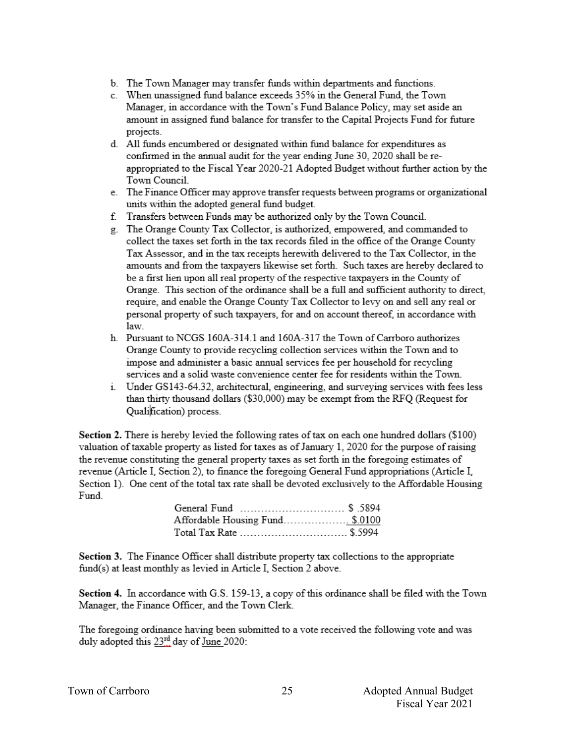b. The Town Manager may transfer funds within departments and functions.
c. When unassigned fund balance exceeds 35% in the General Fund, the Town Manager, in accordance with the Town's Fund Balance Policy, may set aside an amount in assigned fund balance for transfer to the Capital Projects Fund for future projects.
d. All funds encumbered or designated within fund balance for expenditures as confirmed in the annual audit for the year ending June 30, 2020 shall be re-appropriated to the Fiscal Year 2020-21 Adopted Budget without further action by the Town Council.
e. The Finance Officer may approve transfer requests between programs or organizational units within the adopted general fund budget.
f. Transfers between Funds may be authorized only by the Town Council.
g. The Orange County Tax Collector, is authorized, empowered, and commanded to collect the taxes set forth in the tax records filed in the office of the Orange County Tax Assessor, and in the tax receipts herewith delivered to the Tax Collector, in the amounts and from the taxpayers likewise set forth. Such taxes are hereby declared to be a first lien upon all real property of the respective taxpayers in the County of Orange. This section of the ordinance shall be a full and sufficient authority to direct, require, and enable the Orange County Tax Collector to levy on and sell any real or personal property of such taxpayers, for and on account thereof, in accordance with law.
h. Pursuant to NCGS 160A-314.1 and 160A-317 the Town of Carrboro authorizes Orange County to provide recycling collection services within the Town and to impose and administer a basic annual services fee per household for recycling services and a solid waste convenience center fee for residents within the Town.
i. Under GS143-64.32, architectural, engineering, and surveying services with fees less than thirty thousand dollars ($30,000) may be exempt from the RFQ (Request for Qualification) process.

**Section 2.** There is hereby levied the following rates of tax on each one hundred dollars ($100) valuation of taxable property as listed for taxes as of January 1, 2020 for the purpose of raising the revenue constituting the general property taxes as set forth in the foregoing estimates of revenue (Article I, Section 2), to finance the foregoing General Fund appropriations (Article I, Section 1). One cent of the total tax rate shall be devoted exclusively to the Affordable Housing Fund.

| | |
|---|---|
| General Fund | $ .5894 |
| Affordable Housing Fund | $.0100 |
| Total Tax Rate | $.5994 |

**Section 3.** The Finance Officer shall distribute property tax collections to the appropriate fund(s) at least monthly as levied in Article I, Section 2 above.

**Section 4.** In accordance with G.S. 159-13, a copy of this ordinance shall be filed with the Town Manager, the Finance Officer, and the Town Clerk.

The foregoing ordinance having been submitted to a vote received the following vote and was duly adopted this 23rd day of June 2020: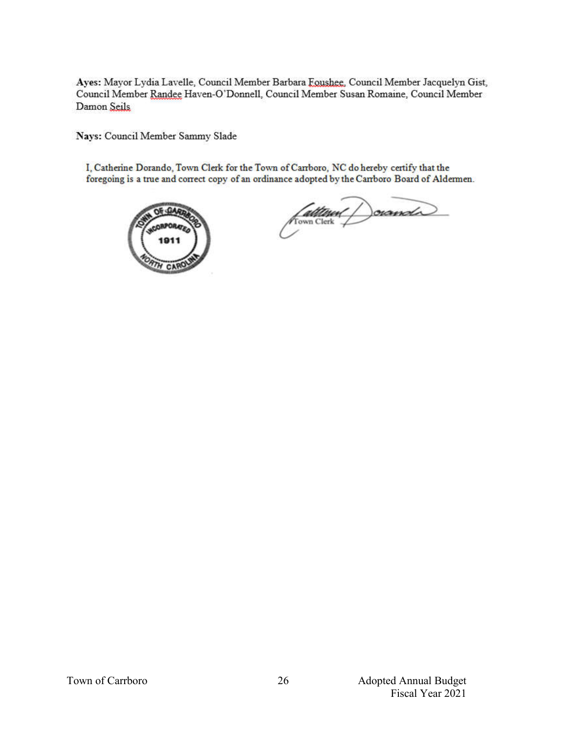**Ayes:** Mayor Lydia Lavelle, Council Member Barbara Foushee, Council Member Jacquelyn Gist, Council Member Randee Haven-O'Donnell, Council Member Susan Romaine, Council Member Damon Seils

**Nays:** Council Member Sammy Slade

I, Catherine Dorando, Town Clerk for the Town of Carrboro, NC do hereby certify that the foregoing is a true and correct copy of an ordinance adopted by the Carrboro Board of Aldermen.

TOWN OF CARRBORO INCORPORATED 1911 NORTH CAROLINA

Town Clerk